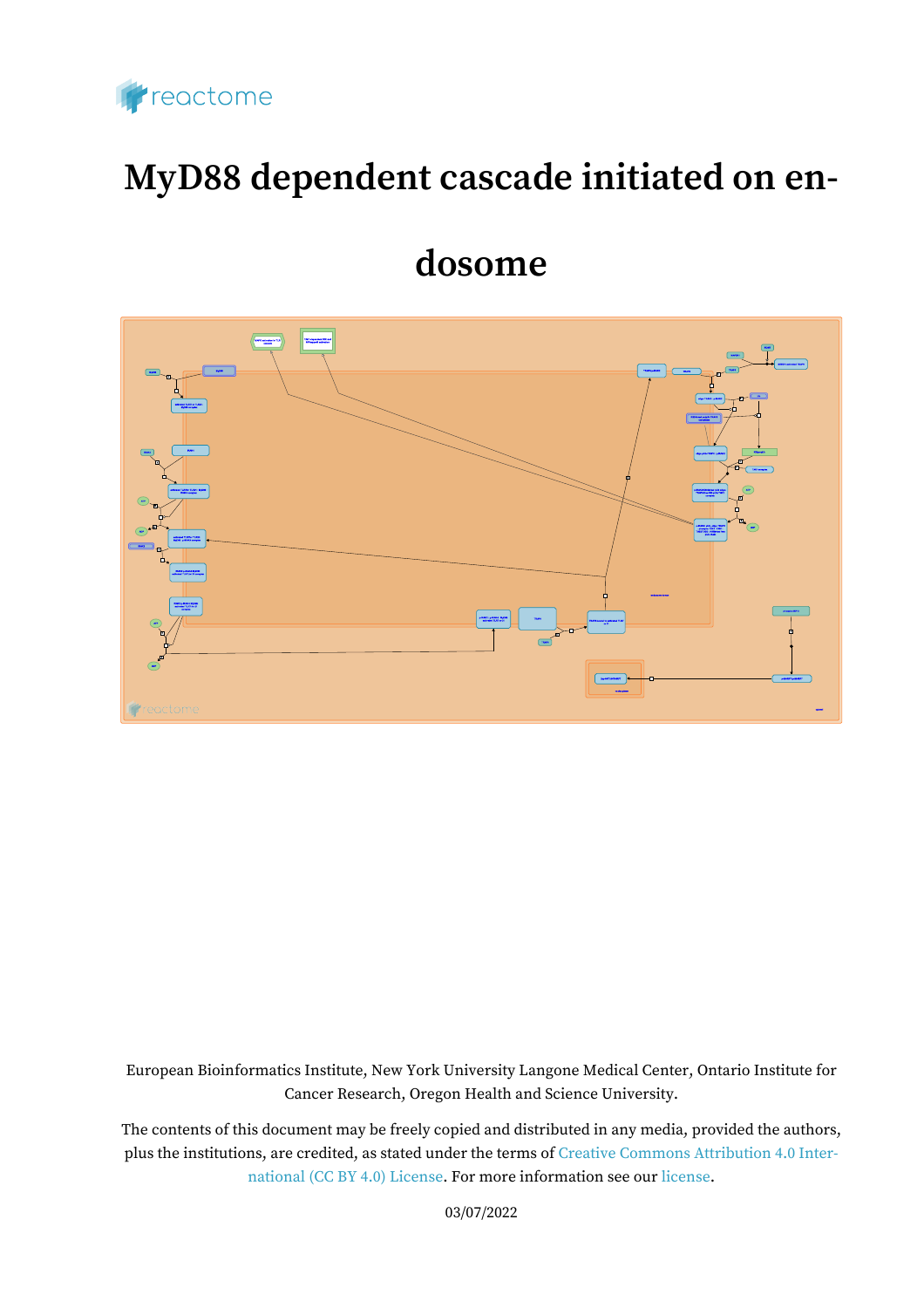# MyD88 dependent cascade initiated on endosome

European Bioinformatics Institute, New York University Langone Medical Center, Ontario Institute for Cancer Research, Oregon Health and Science University.

The contents of this document may be freely copied and distributed in any media, provided the authors, plus the institutions, are credited, as stated under the terms of Creative Commons Attribution 4.0 International (CC BY 4.0) License. For more information see our license.

03/07/2022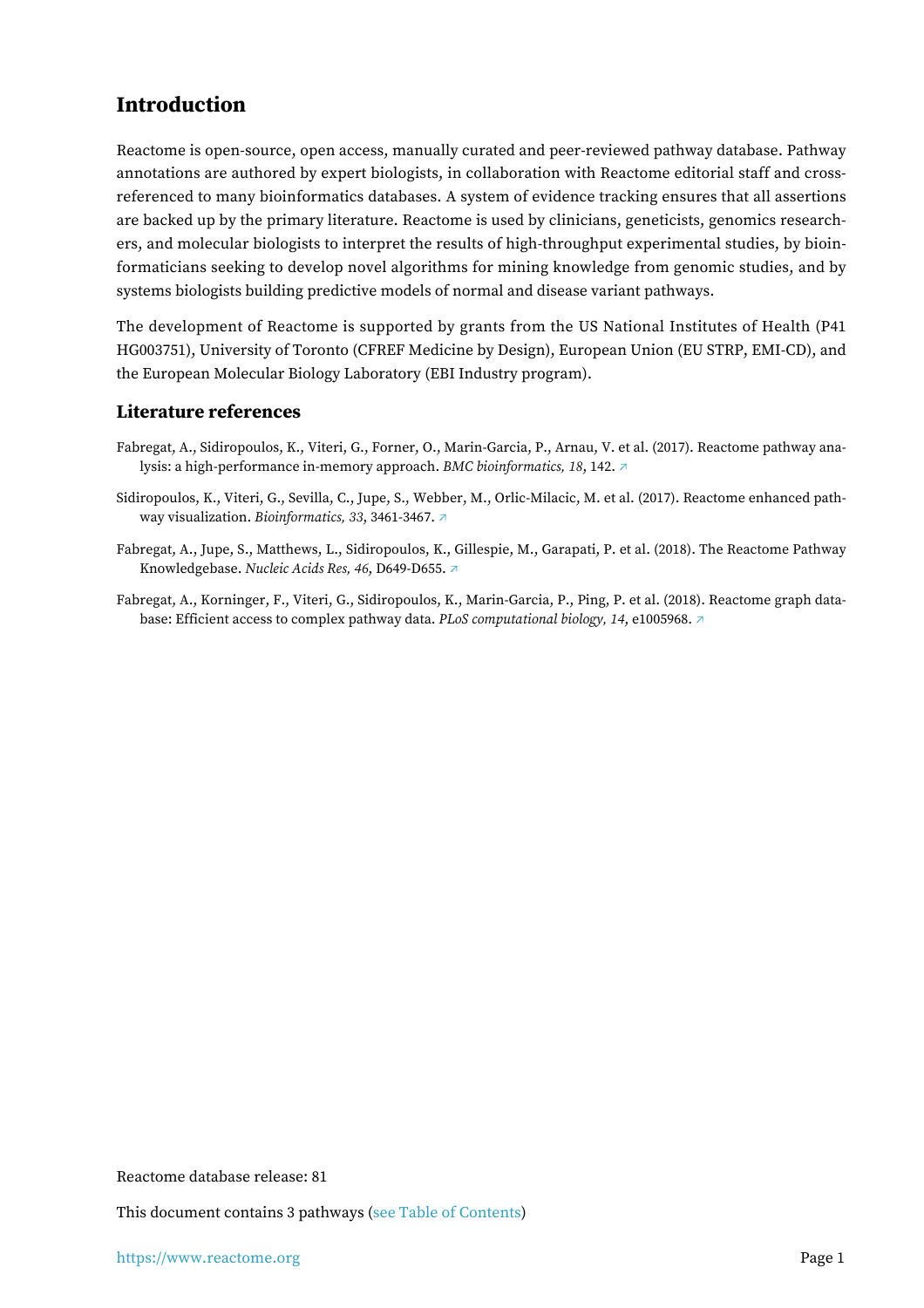## Introduction

Reactome is open-source, open access, manually curated and peer-reviewed pathway database. Pathway annotations are authored by expert biologists, in collaboration with Reactome editorial staff and cross-referenced to many bioinformatics databases. A system of evidence tracking ensures that all assertions are backed up by the primary literature. Reactome is used by clinicians, geneticists, genomics researchers, and molecular biologists to interpret the results of high-throughput experimental studies, by bioinformaticians seeking to develop novel algorithms for mining knowledge from genomic studies, and by systems biologists building predictive models of normal and disease variant pathways.

The development of Reactome is supported by grants from the US National Institutes of Health (P41 HG003751), University of Toronto (CFREF Medicine by Design), European Union (EU STRP, EMI-CD), and the European Molecular Biology Laboratory (EBI Industry program).

### Literature references

Fabregat, A., Sidiropoulos, K., Viteri, G., Forner, O., Marin-Garcia, P., Arnau, V. et al. (2017). Reactome pathway analysis: a high-performance in-memory approach. *BMC bioinformatics, 18*, 142. ↗

Sidiropoulos, K., Viteri, G., Sevilla, C., Jupe, S., Webber, M., Orlic-Milacic, M. et al. (2017). Reactome enhanced pathway visualization. *Bioinformatics, 33*, 3461-3467. ↗

Fabregat, A., Jupe, S., Matthews, L., Sidiropoulos, K., Gillespie, M., Garapati, P. et al. (2018). The Reactome Pathway Knowledgebase. *Nucleic Acids Res, 46*, D649-D655. ↗

Fabregat, A., Korninger, F., Viteri, G., Sidiropoulos, K., Marin-Garcia, P., Ping, P. et al. (2018). Reactome graph database: Efficient access to complex pathway data. *PLoS computational biology, 14*, e1005968. ↗

Reactome database release: 81

This document contains 3 pathways (see Table of Contents)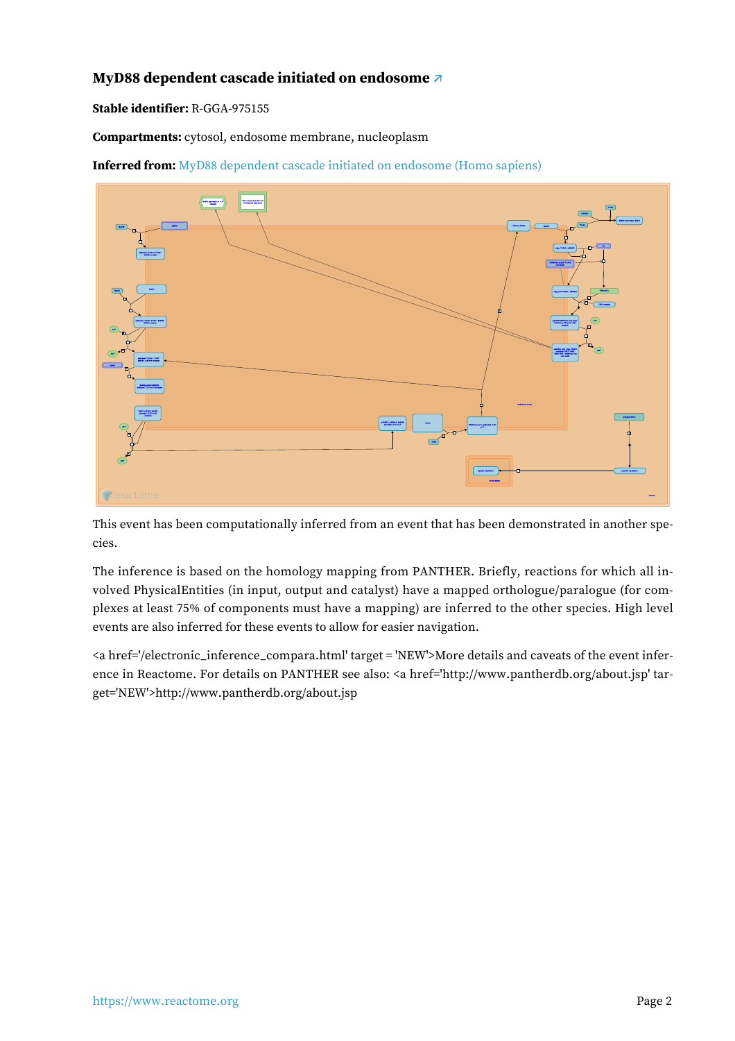## MyD88 dependent cascade initiated on endosome ↗

**Stable identifier:** R-GGA-975155

**Compartments:** cytosol, endosome membrane, nucleoplasm

**Inferred from:** MyD88 dependent cascade initiated on endosome (Homo sapiens)

This event has been computationally inferred from an event that has been demonstrated in another species.

The inference is based on the homology mapping from PANTHER. Briefly, reactions for which all involved PhysicalEntities (in input, output and catalyst) have a mapped orthologue/paralogue (for complexes at least 75% of components must have a mapping) are inferred to the other species. High level events are also inferred for these events to allow for easier navigation.

<a href='/electronic_inference_compara.html' target = 'NEW'>More details and caveats of the event inference in Reactome. For details on PANTHER see also: <a href='http://www.pantherdb.org/about.jsp' target='NEW'>http://www.pantherdb.org/about.jsp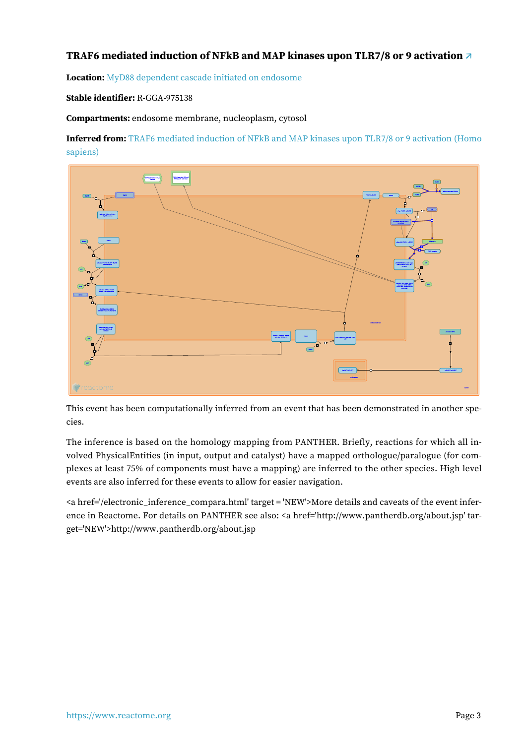### TRAF6 mediated induction of NFkB and MAP kinases upon TLR7/8 or 9 activation ↗

**Location:** MyD88 dependent cascade initiated on endosome

**Stable identifier:** R-GGA-975138

**Compartments:** endosome membrane, nucleoplasm, cytosol

**Inferred from:** TRAF6 mediated induction of NFkB and MAP kinases upon TLR7/8 or 9 activation (Homo sapiens)

This event has been computationally inferred from an event that has been demonstrated in another species.

The inference is based on the homology mapping from PANTHER. Briefly, reactions for which all involved PhysicalEntities (in input, output and catalyst) have a mapped orthologue/paralogue (for complexes at least 75% of components must have a mapping) are inferred to the other species. High level events are also inferred for these events to allow for easier navigation.

<a href='/electronic_inference_compara.html' target = 'NEW'>More details and caveats of the event inference in Reactome. For details on PANTHER see also: <a href='http://www.pantherdb.org/about.jsp' target='NEW'>http://www.pantherdb.org/about.jsp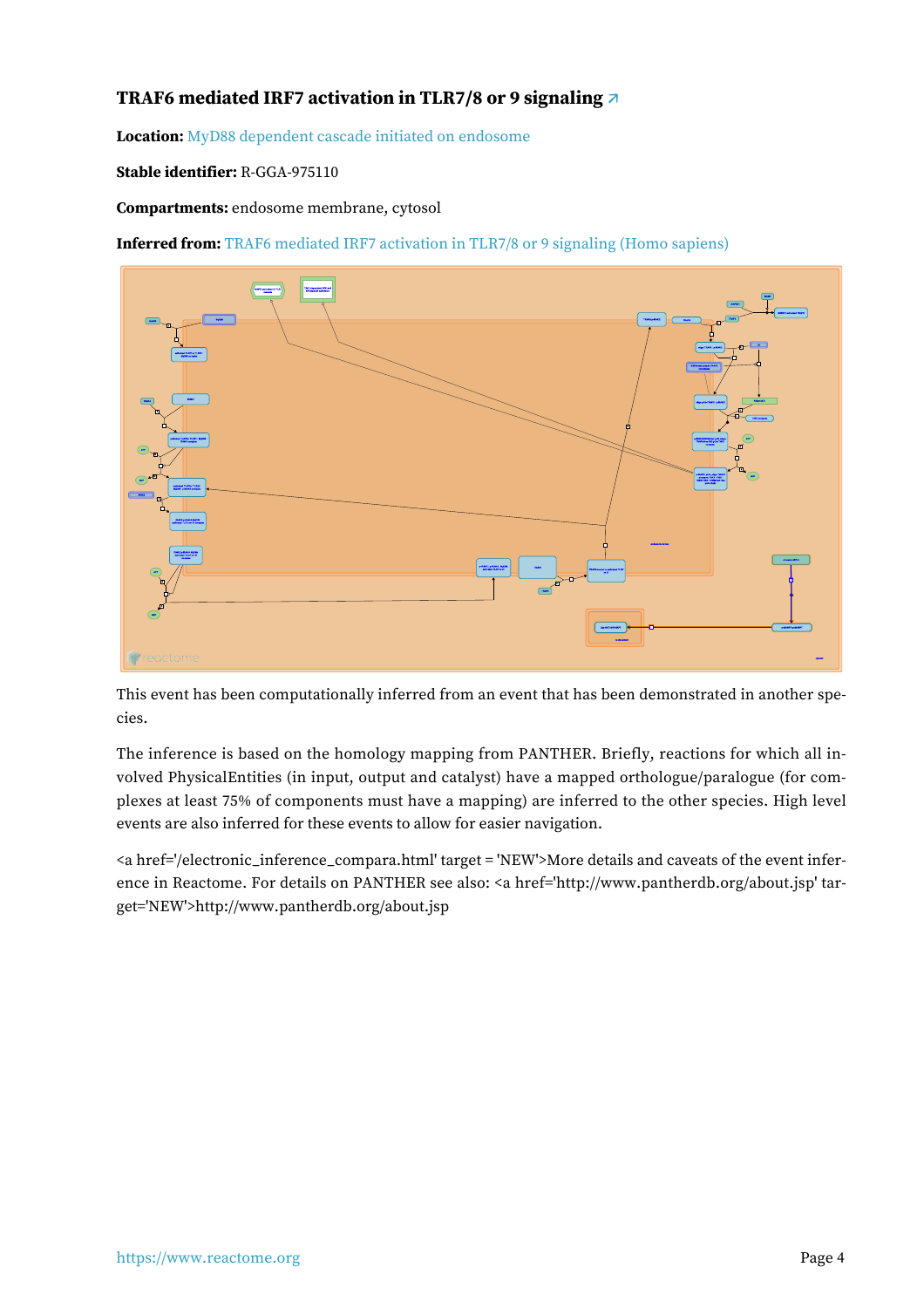## TRAF6 mediated IRF7 activation in TLR7/8 or 9 signaling ↗

**Location:** MyD88 dependent cascade initiated on endosome

**Stable identifier:** R-GGA-975110

**Compartments:** endosome membrane, cytosol

**Inferred from:** TRAF6 mediated IRF7 activation in TLR7/8 or 9 signaling (Homo sapiens)

This event has been computationally inferred from an event that has been demonstrated in another species.

The inference is based on the homology mapping from PANTHER. Briefly, reactions for which all involved PhysicalEntities (in input, output and catalyst) have a mapped orthologue/paralogue (for complexes at least 75% of components must have a mapping) are inferred to the other species. High level events are also inferred for these events to allow for easier navigation.

<a href='/electronic_inference_compara.html' target = 'NEW'>More details and caveats of the event inference in Reactome. For details on PANTHER see also: <a href='http://www.pantherdb.org/about.jsp' target='NEW'>http://www.pantherdb.org/about.jsp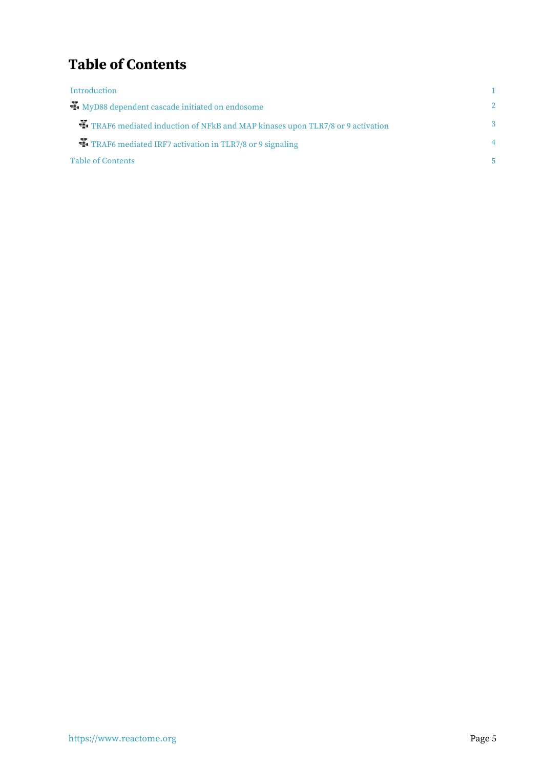# Table of Contents

| | |
|---|---|
| Introduction | 1 |
| MyD88 dependent cascade initiated on endosome | 2 |
| TRAF6 mediated induction of NFkB and MAP kinases upon TLR7/8 or 9 activation | 3 |
| TRAF6 mediated IRF7 activation in TLR7/8 or 9 signaling | 4 |
| Table of Contents | 5 |